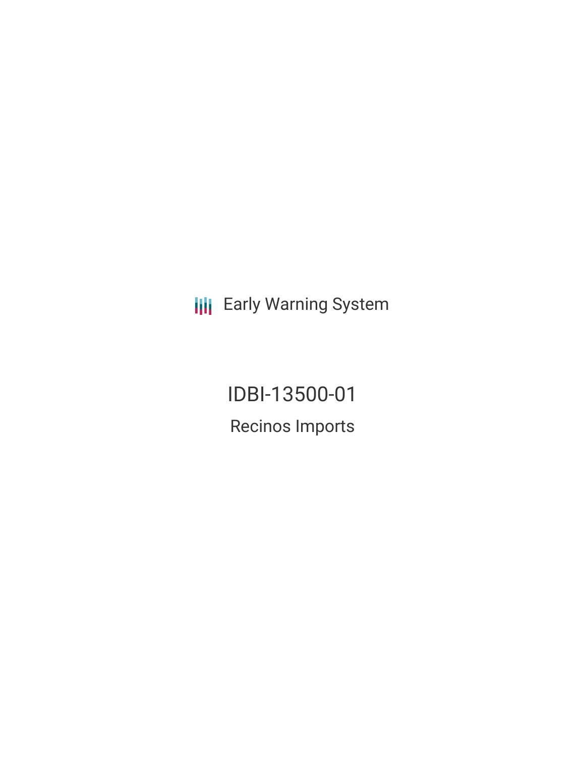Early Warning System

# IDBI-13500-01

## Recinos Imports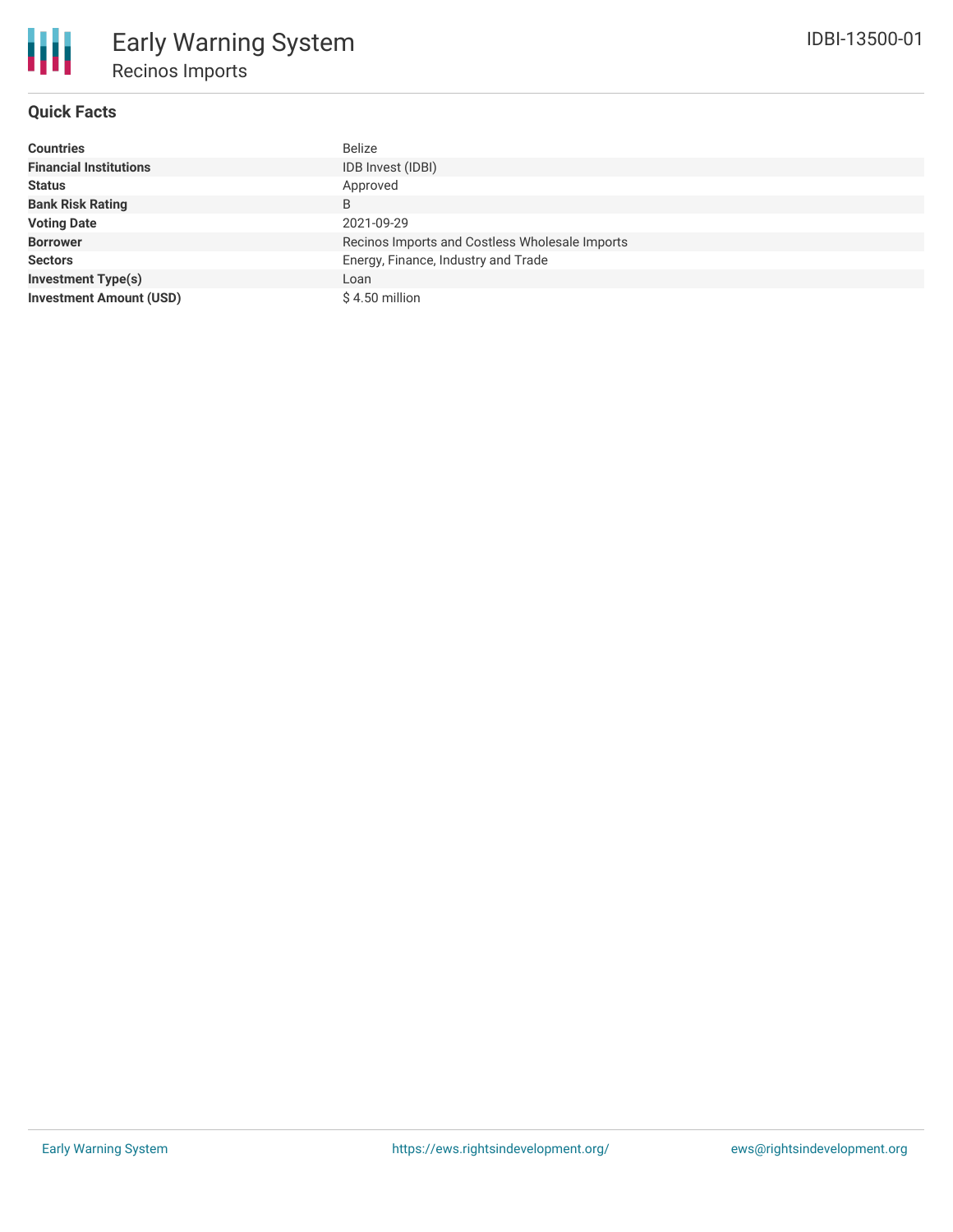# Early Warning System

## Recinos Imports

IDBI-13500-01

### Quick Facts

| | |
|---|---|
| **Countries** | Belize |
| **Financial Institutions** | IDB Invest (IDBI) |
| **Status** | Approved |
| **Bank Risk Rating** | B |
| **Voting Date** | 2021-09-29 |
| **Borrower** | Recinos Imports and Costless Wholesale Imports |
| **Sectors** | Energy, Finance, Industry and Trade |
| **Investment Type(s)** | Loan |
| **Investment Amount (USD)** | $ 4.50 million |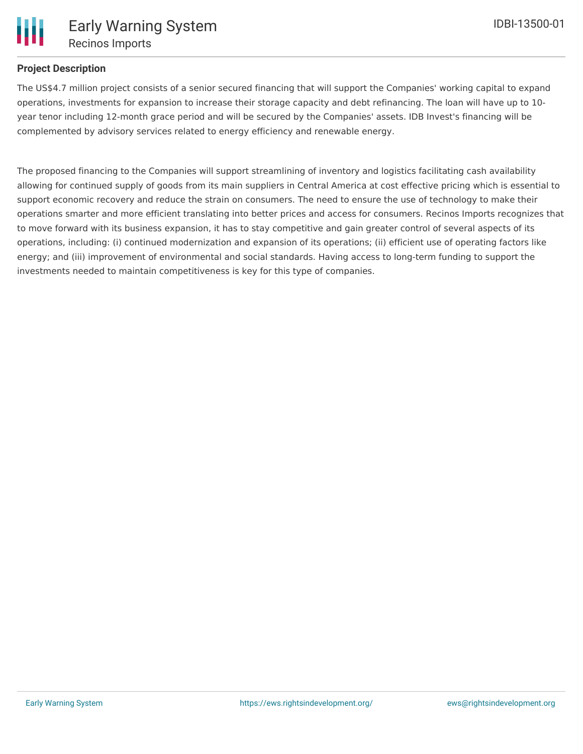## Project Description

The US$4.7 million project consists of a senior secured financing that will support the Companies' working capital to expand operations, investments for expansion to increase their storage capacity and debt refinancing. The loan will have up to 10-year tenor including 12-month grace period and will be secured by the Companies' assets. IDB Invest's financing will be complemented by advisory services related to energy efficiency and renewable energy.

The proposed financing to the Companies will support streamlining of inventory and logistics facilitating cash availability allowing for continued supply of goods from its main suppliers in Central America at cost effective pricing which is essential to support economic recovery and reduce the strain on consumers. The need to ensure the use of technology to make their operations smarter and more efficient translating into better prices and access for consumers. Recinos Imports recognizes that to move forward with its business expansion, it has to stay competitive and gain greater control of several aspects of its operations, including: (i) continued modernization and expansion of its operations; (ii) efficient use of operating factors like energy; and (iii) improvement of environmental and social standards. Having access to long-term funding to support the investments needed to maintain competitiveness is key for this type of companies.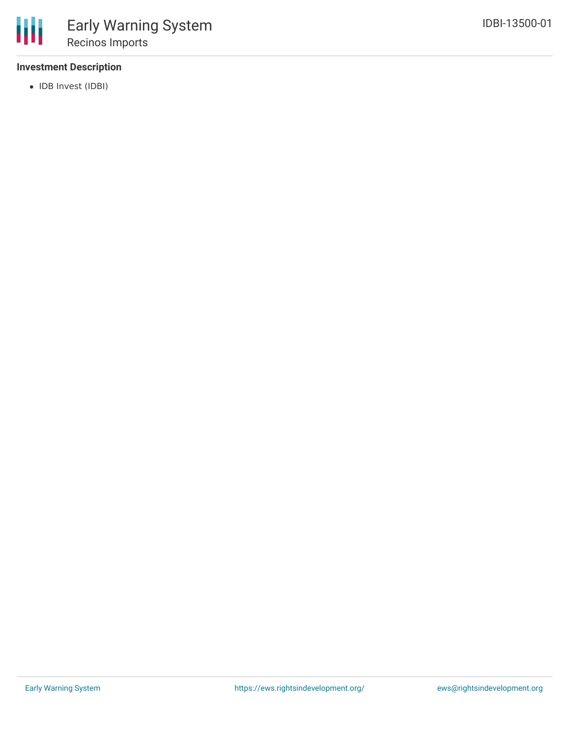**Investment Description**

- IDB Invest (IDBI)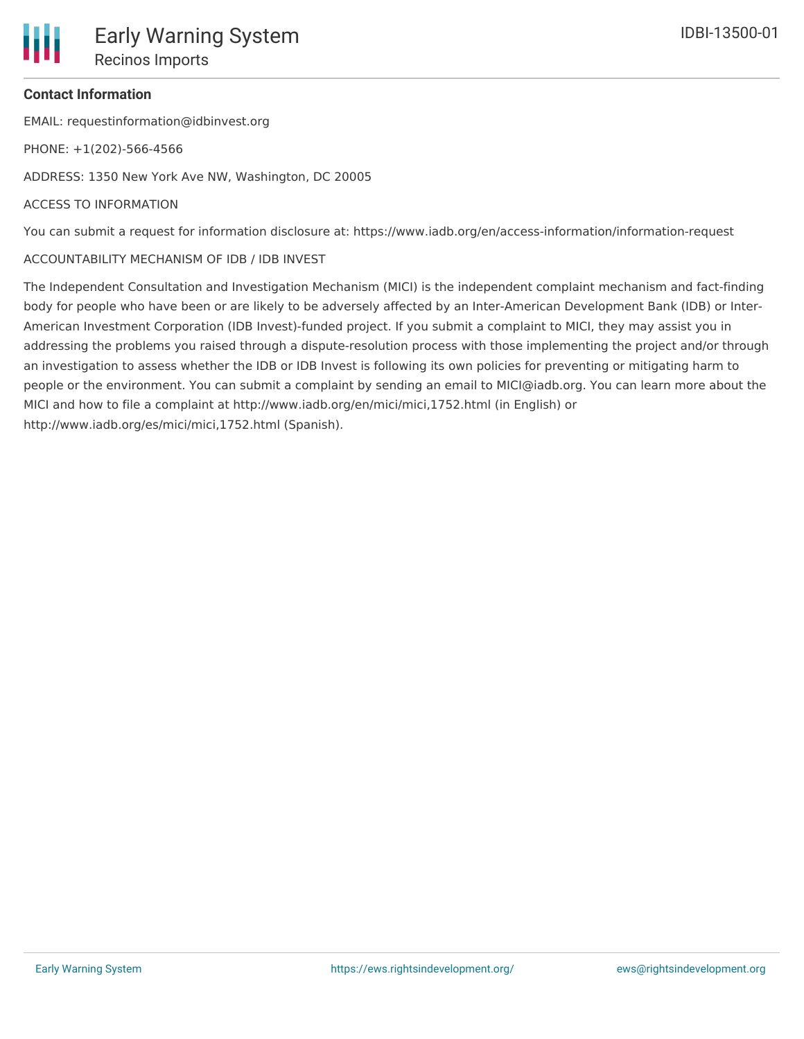**Contact Information**

EMAIL: requestinformation@idbinvest.org

PHONE: +1(202)-566-4566

ADDRESS: 1350 New York Ave NW, Washington, DC 20005

ACCESS TO INFORMATION

You can submit a request for information disclosure at: https://www.iadb.org/en/access-information/information-request

ACCOUNTABILITY MECHANISM OF IDB / IDB INVEST

The Independent Consultation and Investigation Mechanism (MICI) is the independent complaint mechanism and fact-finding body for people who have been or are likely to be adversely affected by an Inter-American Development Bank (IDB) or Inter-American Investment Corporation (IDB Invest)-funded project. If you submit a complaint to MICI, they may assist you in addressing the problems you raised through a dispute-resolution process with those implementing the project and/or through an investigation to assess whether the IDB or IDB Invest is following its own policies for preventing or mitigating harm to people or the environment. You can submit a complaint by sending an email to MICI@iadb.org. You can learn more about the MICI and how to file a complaint at http://www.iadb.org/en/mici/mici,1752.html (in English) or http://www.iadb.org/es/mici/mici,1752.html (Spanish).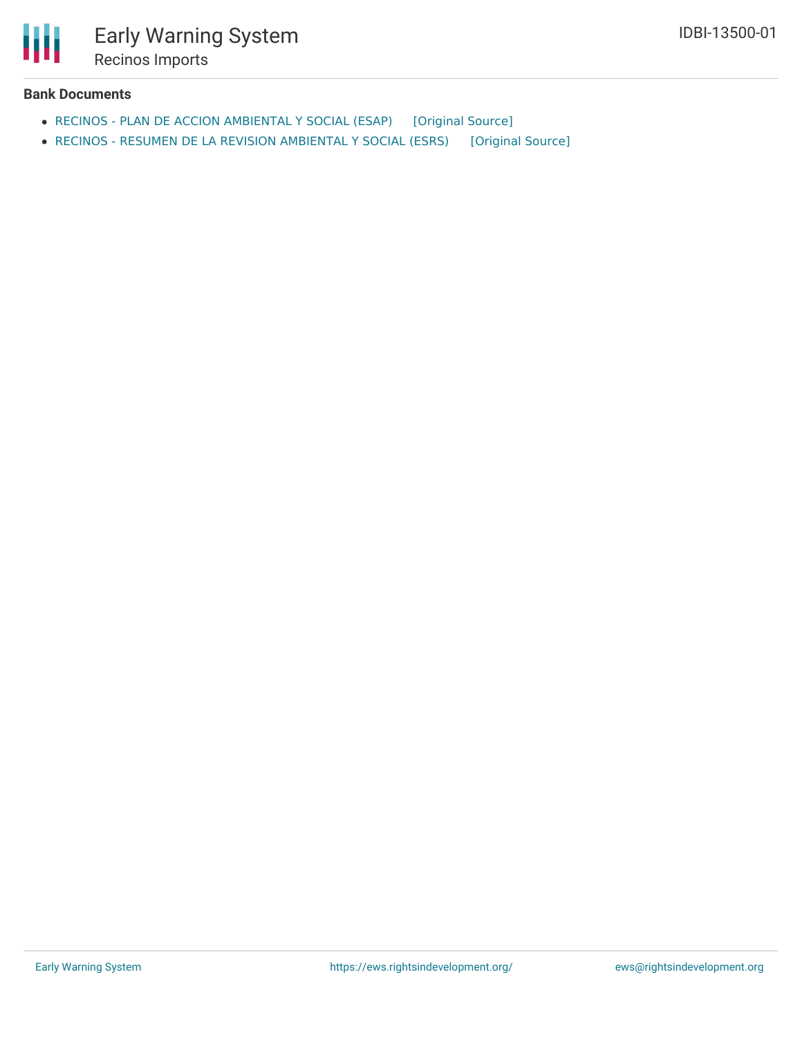**Bank Documents**

- RECINOS - PLAN DE ACCION AMBIENTAL Y SOCIAL (ESAP) [Original Source]
- RECINOS - RESUMEN DE LA REVISION AMBIENTAL Y SOCIAL (ESRS) [Original Source]